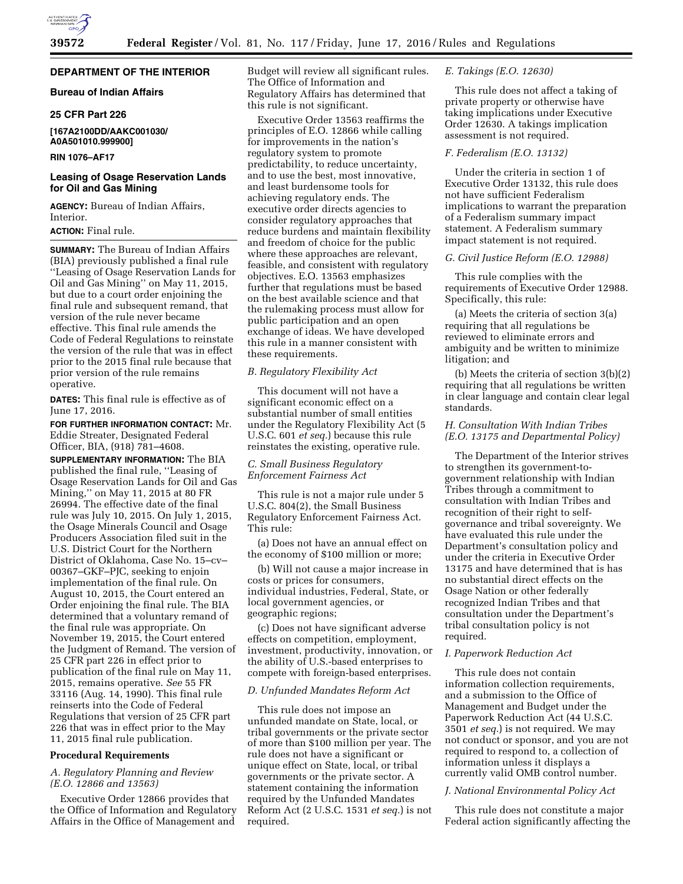## DEPARTMENT OF THE INTERIOR

### Bureau of Indian Affairs

### 25 CFR Part 226

**[167A2100DD/AAKC001030/ A0A501010.999900]**

**RIN 1076–AF17**

### Leasing of Osage Reservation Lands for Oil and Gas Mining

**AGENCY:** Bureau of Indian Affairs, Interior.

**ACTION:** Final rule.

**SUMMARY:** The Bureau of Indian Affairs (BIA) previously published a final rule ''Leasing of Osage Reservation Lands for Oil and Gas Mining'' on May 11, 2015, but due to a court order enjoining the final rule and subsequent remand, that version of the rule never became effective. This final rule amends the Code of Federal Regulations to reinstate the version of the rule that was in effect prior to the 2015 final rule because that prior version of the rule remains operative.

**DATES:** This final rule is effective as of June 17, 2016.

**FOR FURTHER INFORMATION CONTACT:** Mr. Eddie Streater, Designated Federal Officer, BIA, (918) 781–4608.

**SUPPLEMENTARY INFORMATION:** The BIA published the final rule, ''Leasing of Osage Reservation Lands for Oil and Gas Mining,'' on May 11, 2015 at 80 FR 26994. The effective date of the final rule was July 10, 2015. On July 1, 2015, the Osage Minerals Council and Osage Producers Association filed suit in the U.S. District Court for the Northern District of Oklahoma, Case No. 15–cv–00367–GKF–PJC, seeking to enjoin implementation of the final rule. On August 10, 2015, the Court entered an Order enjoining the final rule. The BIA determined that a voluntary remand of the final rule was appropriate. On November 19, 2015, the Court entered the Judgment of Remand. The version of 25 CFR part 226 in effect prior to publication of the final rule on May 11, 2015, remains operative. *See* 55 FR 33116 (Aug. 14, 1990). This final rule reinserts into the Code of Federal Regulations that version of 25 CFR part 226 that was in effect prior to the May 11, 2015 final rule publication.

## Procedural Requirements

*A. Regulatory Planning and Review (E.O. 12866 and 13563)*

Executive Order 12866 provides that the Office of Information and Regulatory Affairs in the Office of Management and Budget will review all significant rules. The Office of Information and Regulatory Affairs has determined that this rule is not significant.

Executive Order 13563 reaffirms the principles of E.O. 12866 while calling for improvements in the nation's regulatory system to promote predictability, to reduce uncertainty, and to use the best, most innovative, and least burdensome tools for achieving regulatory ends. The executive order directs agencies to consider regulatory approaches that reduce burdens and maintain flexibility and freedom of choice for the public where these approaches are relevant, feasible, and consistent with regulatory objectives. E.O. 13563 emphasizes further that regulations must be based on the best available science and that the rulemaking process must allow for public participation and an open exchange of ideas. We have developed this rule in a manner consistent with these requirements.

*B. Regulatory Flexibility Act*

This document will not have a significant economic effect on a substantial number of small entities under the Regulatory Flexibility Act (5 U.S.C. 601 *et seq.*) because this rule reinstates the existing, operative rule.

*C. Small Business Regulatory Enforcement Fairness Act*

This rule is not a major rule under 5 U.S.C. 804(2), the Small Business Regulatory Enforcement Fairness Act. This rule:

(a) Does not have an annual effect on the economy of $100 million or more;

(b) Will not cause a major increase in costs or prices for consumers, individual industries, Federal, State, or local government agencies, or geographic regions;

(c) Does not have significant adverse effects on competition, employment, investment, productivity, innovation, or the ability of U.S.-based enterprises to compete with foreign-based enterprises.

*D. Unfunded Mandates Reform Act*

This rule does not impose an unfunded mandate on State, local, or tribal governments or the private sector of more than $100 million per year. The rule does not have a significant or unique effect on State, local, or tribal governments or the private sector. A statement containing the information required by the Unfunded Mandates Reform Act (2 U.S.C. 1531 *et seq.*) is not required.

*E. Takings (E.O. 12630)*

This rule does not affect a taking of private property or otherwise have taking implications under Executive Order 12630. A takings implication assessment is not required.

*F. Federalism (E.O. 13132)*

Under the criteria in section 1 of Executive Order 13132, this rule does not have sufficient Federalism implications to warrant the preparation of a Federalism summary impact statement. A Federalism summary impact statement is not required.

*G. Civil Justice Reform (E.O. 12988)*

This rule complies with the requirements of Executive Order 12988. Specifically, this rule:

(a) Meets the criteria of section 3(a) requiring that all regulations be reviewed to eliminate errors and ambiguity and be written to minimize litigation; and

(b) Meets the criteria of section 3(b)(2) requiring that all regulations be written in clear language and contain clear legal standards.

*H. Consultation With Indian Tribes (E.O. 13175 and Departmental Policy)*

The Department of the Interior strives to strengthen its government-to-government relationship with Indian Tribes through a commitment to consultation with Indian Tribes and recognition of their right to self-governance and tribal sovereignty. We have evaluated this rule under the Department's consultation policy and under the criteria in Executive Order 13175 and have determined that is has no substantial direct effects on the Osage Nation or other federally recognized Indian Tribes and that consultation under the Department's tribal consultation policy is not required.

*I. Paperwork Reduction Act*

This rule does not contain information collection requirements, and a submission to the Office of Management and Budget under the Paperwork Reduction Act (44 U.S.C. 3501 *et seq.*) is not required. We may not conduct or sponsor, and you are not required to respond to, a collection of information unless it displays a currently valid OMB control number.

*J. National Environmental Policy Act*

This rule does not constitute a major Federal action significantly affecting the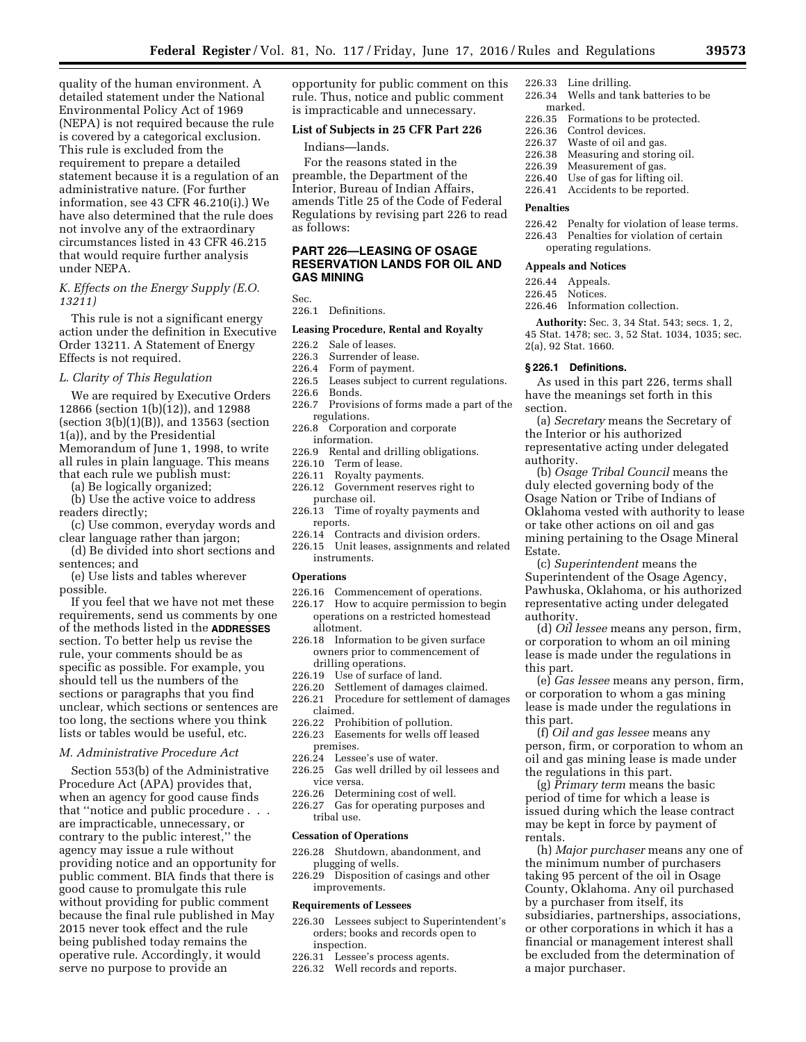quality of the human environment. A detailed statement under the National Environmental Policy Act of 1969 (NEPA) is not required because the rule is covered by a categorical exclusion. This rule is excluded from the requirement to prepare a detailed statement because it is a regulation of an administrative nature. (For further information, see 43 CFR 46.210(i).) We have also determined that the rule does not involve any of the extraordinary circumstances listed in 43 CFR 46.215 that would require further analysis under NEPA.

*K. Effects on the Energy Supply (E.O. 13211)*

This rule is not a significant energy action under the definition in Executive Order 13211. A Statement of Energy Effects is not required.

*L. Clarity of This Regulation*

We are required by Executive Orders 12866 (section 1(b)(12)), and 12988 (section 3(b)(1)(B)), and 13563 (section 1(a)), and by the Presidential Memorandum of June 1, 1998, to write all rules in plain language. This means that each rule we publish must:

(a) Be logically organized;

(b) Use the active voice to address readers directly;

(c) Use common, everyday words and clear language rather than jargon;

(d) Be divided into short sections and sentences; and

(e) Use lists and tables wherever possible.

If you feel that we have not met these requirements, send us comments by one of the methods listed in the **ADDRESSES** section. To better help us revise the rule, your comments should be as specific as possible. For example, you should tell us the numbers of the sections or paragraphs that you find unclear, which sections or sentences are too long, the sections where you think lists or tables would be useful, etc.

*M. Administrative Procedure Act*

Section 553(b) of the Administrative Procedure Act (APA) provides that, when an agency for good cause finds that ''notice and public procedure . . . are impracticable, unnecessary, or contrary to the public interest,'' the agency may issue a rule without providing notice and an opportunity for public comment. BIA finds that there is good cause to promulgate this rule without providing for public comment because the final rule published in May 2015 never took effect and the rule being published today remains the operative rule. Accordingly, it would serve no purpose to provide an opportunity for public comment on this rule. Thus, notice and public comment is impracticable and unnecessary.

**List of Subjects in 25 CFR Part 226**

Indians—lands.

For the reasons stated in the preamble, the Department of the Interior, Bureau of Indian Affairs, amends Title 25 of the Code of Federal Regulations by revising part 226 to read as follows:

## PART 226—LEASING OF OSAGE RESERVATION LANDS FOR OIL AND GAS MINING

Sec.
226.1 Definitions.

**Leasing Procedure, Rental and Royalty**

226.2 Sale of leases.
226.3 Surrender of lease.
226.4 Form of payment.
226.5 Leases subject to current regulations.
226.6 Bonds.
226.7 Provisions of forms made a part of the regulations.
226.8 Corporation and corporate information.
226.9 Rental and drilling obligations.
226.10 Term of lease.
226.11 Royalty payments.
226.12 Government reserves right to purchase oil.
226.13 Time of royalty payments and reports.
226.14 Contracts and division orders.
226.15 Unit leases, assignments and related instruments.

**Operations**

226.16 Commencement of operations.
226.17 How to acquire permission to begin operations on a restricted homestead allotment.
226.18 Information to be given surface owners prior to commencement of drilling operations.
226.19 Use of surface of land.
226.20 Settlement of damages claimed.
226.21 Procedure for settlement of damages claimed.
226.22 Prohibition of pollution.
226.23 Easements for wells off leased premises.
226.24 Lessee's use of water.
226.25 Gas well drilled by oil lessees and vice versa.
226.26 Determining cost of well.
226.27 Gas for operating purposes and tribal use.

**Cessation of Operations**

226.28 Shutdown, abandonment, and plugging of wells.
226.29 Disposition of casings and other improvements.

**Requirements of Lessees**

226.30 Lessees subject to Superintendent's orders; books and records open to inspection.
226.31 Lessee's process agents.
226.32 Well records and reports.
226.33 Line drilling.
226.34 Wells and tank batteries to be marked.
226.35 Formations to be protected.
226.36 Control devices.
226.37 Waste of oil and gas.
226.38 Measuring and storing oil.
226.39 Measurement of gas.
226.40 Use of gas for lifting oil.
226.41 Accidents to be reported.

**Penalties**

226.42 Penalty for violation of lease terms.
226.43 Penalties for violation of certain operating regulations.

**Appeals and Notices**

226.44 Appeals.
226.45 Notices.
226.46 Information collection.

**Authority:** Sec. 3, 34 Stat. 543; secs. 1, 2, 45 Stat. 1478; sec. 3, 52 Stat. 1034, 1035; sec. 2(a), 92 Stat. 1660.

### § 226.1 Definitions.

As used in this part 226, terms shall have the meanings set forth in this section.

(a) *Secretary* means the Secretary of the Interior or his authorized representative acting under delegated authority.

(b) *Osage Tribal Council* means the duly elected governing body of the Osage Nation or Tribe of Indians of Oklahoma vested with authority to lease or take other actions on oil and gas mining pertaining to the Osage Mineral Estate.

(c) *Superintendent* means the Superintendent of the Osage Agency, Pawhuska, Oklahoma, or his authorized representative acting under delegated authority.

(d) *Oil lessee* means any person, firm, or corporation to whom an oil mining lease is made under the regulations in this part.

(e) *Gas lessee* means any person, firm, or corporation to whom a gas mining lease is made under the regulations in this part.

(f) *Oil and gas lessee* means any person, firm, or corporation to whom an oil and gas mining lease is made under the regulations in this part.

(g) *Primary term* means the basic period of time for which a lease is issued during which the lease contract may be kept in force by payment of rentals.

(h) *Major purchaser* means any one of the minimum number of purchasers taking 95 percent of the oil in Osage County, Oklahoma. Any oil purchased by a purchaser from itself, its subsidiaries, partnerships, associations, or other corporations in which it has a financial or management interest shall be excluded from the determination of a major purchaser.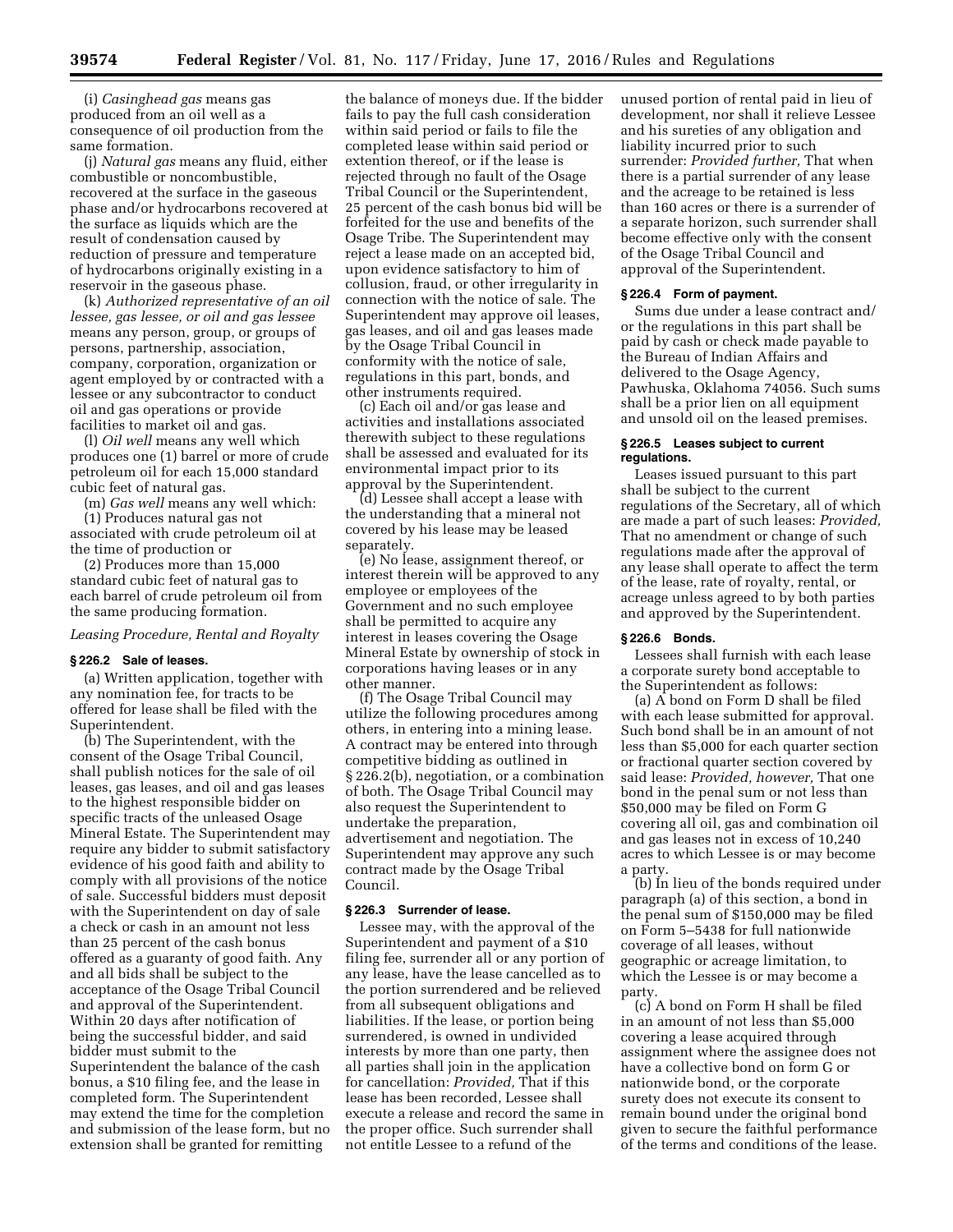(i) *Casinghead gas* means gas produced from an oil well as a consequence of oil production from the same formation.

(j) *Natural gas* means any fluid, either combustible or noncombustible, recovered at the surface in the gaseous phase and/or hydrocarbons recovered at the surface as liquids which are the result of condensation caused by reduction of pressure and temperature of hydrocarbons originally existing in a reservoir in the gaseous phase.

(k) *Authorized representative of an oil lessee, gas lessee, or oil and gas lessee* means any person, group, or groups of persons, partnership, association, company, corporation, organization or agent employed by or contracted with a lessee or any subcontractor to conduct oil and gas operations or provide facilities to market oil and gas.

(l) *Oil well* means any well which produces one (1) barrel or more of crude petroleum oil for each 15,000 standard cubic feet of natural gas.

(m) *Gas well* means any well which:

(1) Produces natural gas not associated with crude petroleum oil at the time of production or

(2) Produces more than 15,000 standard cubic feet of natural gas to each barrel of crude petroleum oil from the same producing formation.

*Leasing Procedure, Rental and Royalty*

### § 226.2 Sale of leases.

(a) Written application, together with any nomination fee, for tracts to be offered for lease shall be filed with the Superintendent.

(b) The Superintendent, with the consent of the Osage Tribal Council, shall publish notices for the sale of oil leases, gas leases, and oil and gas leases to the highest responsible bidder on specific tracts of the unleased Osage Mineral Estate. The Superintendent may require any bidder to submit satisfactory evidence of his good faith and ability to comply with all provisions of the notice of sale. Successful bidders must deposit with the Superintendent on day of sale a check or cash in an amount not less than 25 percent of the cash bonus offered as a guaranty of good faith. Any and all bids shall be subject to the acceptance of the Osage Tribal Council and approval of the Superintendent. Within 20 days after notification of being the successful bidder, and said bidder must submit to the Superintendent the balance of the cash bonus, a $10 filing fee, and the lease in completed form. The Superintendent may extend the time for the completion and submission of the lease form, but no extension shall be granted for remitting the balance of moneys due. If the bidder fails to pay the full cash consideration within said period or fails to file the completed lease within said period or extention thereof, or if the lease is rejected through no fault of the Osage Tribal Council or the Superintendent, 25 percent of the cash bonus bid will be forfeited for the use and benefits of the Osage Tribe. The Superintendent may reject a lease made on an accepted bid, upon evidence satisfactory to him of collusion, fraud, or other irregularity in connection with the notice of sale. The Superintendent may approve oil leases, gas leases, and oil and gas leases made by the Osage Tribal Council in conformity with the notice of sale, regulations in this part, bonds, and other instruments required.

(c) Each oil and/or gas lease and activities and installations associated therewith subject to these regulations shall be assessed and evaluated for its environmental impact prior to its approval by the Superintendent.

(d) Lessee shall accept a lease with the understanding that a mineral not covered by his lease may be leased separately.

(e) No lease, assignment thereof, or interest therein will be approved to any employee or employees of the Government and no such employee shall be permitted to acquire any interest in leases covering the Osage Mineral Estate by ownership of stock in corporations having leases or in any other manner.

(f) The Osage Tribal Council may utilize the following procedures among others, in entering into a mining lease. A contract may be entered into through competitive bidding as outlined in § 226.2(b), negotiation, or a combination of both. The Osage Tribal Council may also request the Superintendent to undertake the preparation, advertisement and negotiation. The Superintendent may approve any such contract made by the Osage Tribal Council.

### § 226.3 Surrender of lease.

Lessee may, with the approval of the Superintendent and payment of a $10 filing fee, surrender all or any portion of any lease, have the lease cancelled as to the portion surrendered and be relieved from all subsequent obligations and liabilities. If the lease, or portion being surrendered, is owned in undivided interests by more than one party, then all parties shall join in the application for cancellation: *Provided,* That if this lease has been recorded, Lessee shall execute a release and record the same in the proper office. Such surrender shall not entitle Lessee to a refund of the unused portion of rental paid in lieu of development, nor shall it relieve Lessee and his sureties of any obligation and liability incurred prior to such surrender: *Provided further,* That when there is a partial surrender of any lease and the acreage to be retained is less than 160 acres or there is a surrender of a separate horizon, such surrender shall become effective only with the consent of the Osage Tribal Council and approval of the Superintendent.

### § 226.4 Form of payment.

Sums due under a lease contract and/or the regulations in this part shall be paid by cash or check made payable to the Bureau of Indian Affairs and delivered to the Osage Agency, Pawhuska, Oklahoma 74056. Such sums shall be a prior lien on all equipment and unsold oil on the leased premises.

### § 226.5 Leases subject to current regulations.

Leases issued pursuant to this part shall be subject to the current regulations of the Secretary, all of which are made a part of such leases: *Provided,* That no amendment or change of such regulations made after the approval of any lease shall operate to affect the term of the lease, rate of royalty, rental, or acreage unless agreed to by both parties and approved by the Superintendent.

### § 226.6 Bonds.

Lessees shall furnish with each lease a corporate surety bond acceptable to the Superintendent as follows:

(a) A bond on Form D shall be filed with each lease submitted for approval. Such bond shall be in an amount of not less than $5,000 for each quarter section or fractional quarter section covered by said lease: *Provided, however,* That one bond in the penal sum or not less than $50,000 may be filed on Form G covering all oil, gas and combination oil and gas leases not in excess of 10,240 acres to which Lessee is or may become a party.

(b) In lieu of the bonds required under paragraph (a) of this section, a bond in the penal sum of $150,000 may be filed on Form 5–5438 for full nationwide coverage of all leases, without geographic or acreage limitation, to which the Lessee is or may become a party.

(c) A bond on Form H shall be filed in an amount of not less than $5,000 covering a lease acquired through assignment where the assignee does not have a collective bond on form G or nationwide bond, or the corporate surety does not execute its consent to remain bound under the original bond given to secure the faithful performance of the terms and conditions of the lease.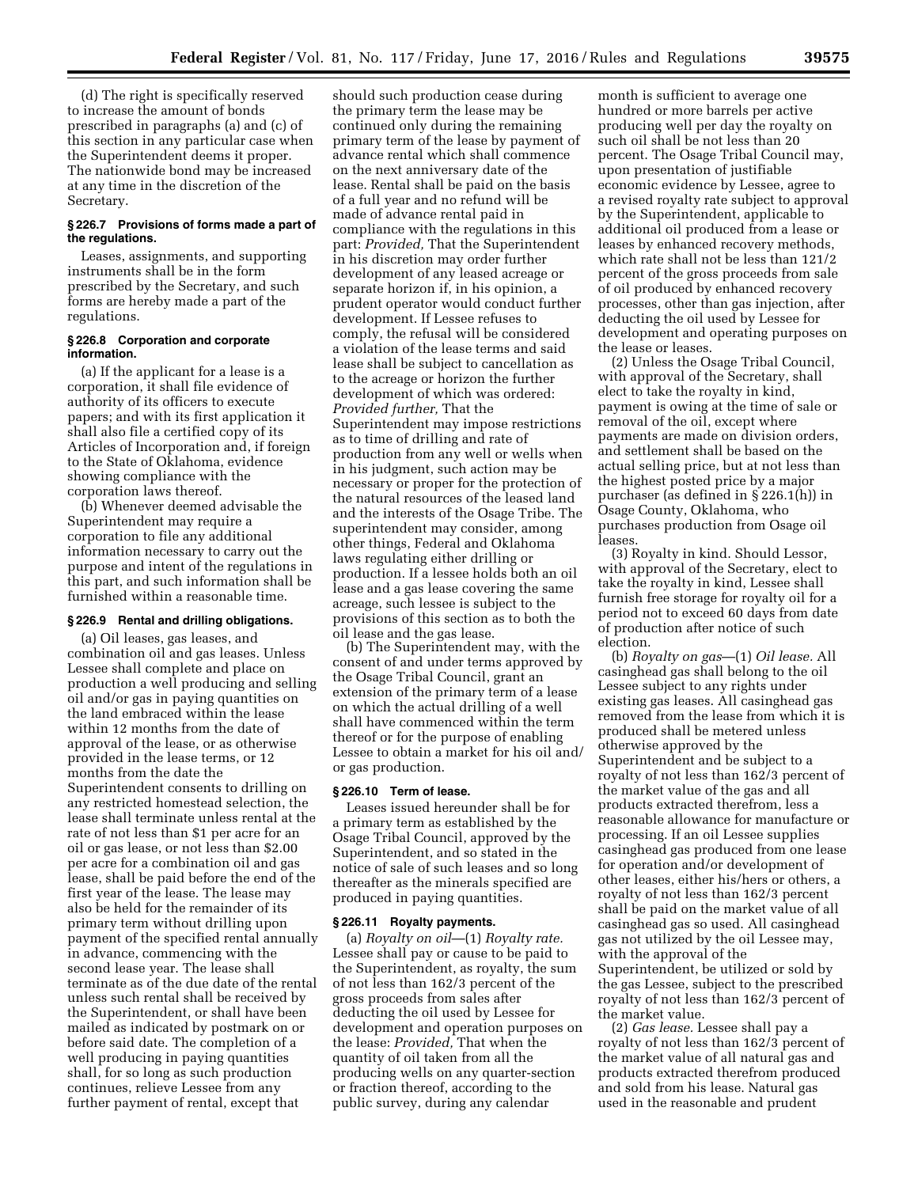(d) The right is specifically reserved to increase the amount of bonds prescribed in paragraphs (a) and (c) of this section in any particular case when the Superintendent deems it proper. The nationwide bond may be increased at any time in the discretion of the Secretary.

### § 226.7 Provisions of forms made a part of the regulations.

Leases, assignments, and supporting instruments shall be in the form prescribed by the Secretary, and such forms are hereby made a part of the regulations.

### § 226.8 Corporation and corporate information.

(a) If the applicant for a lease is a corporation, it shall file evidence of authority of its officers to execute papers; and with its first application it shall also file a certified copy of its Articles of Incorporation and, if foreign to the State of Oklahoma, evidence showing compliance with the corporation laws thereof.

(b) Whenever deemed advisable the Superintendent may require a corporation to file any additional information necessary to carry out the purpose and intent of the regulations in this part, and such information shall be furnished within a reasonable time.

### § 226.9 Rental and drilling obligations.

(a) Oil leases, gas leases, and combination oil and gas leases. Unless Lessee shall complete and place on production a well producing and selling oil and/or gas in paying quantities on the land embraced within the lease within 12 months from the date of approval of the lease, or as otherwise provided in the lease terms, or 12 months from the date the Superintendent consents to drilling on any restricted homestead selection, the lease shall terminate unless rental at the rate of not less than $1 per acre for an oil or gas lease, or not less than $2.00 per acre for a combination oil and gas lease, shall be paid before the end of the first year of the lease. The lease may also be held for the remainder of its primary term without drilling upon payment of the specified rental annually in advance, commencing with the second lease year. The lease shall terminate as of the due date of the rental unless such rental shall be received by the Superintendent, or shall have been mailed as indicated by postmark on or before said date. The completion of a well producing in paying quantities shall, for so long as such production continues, relieve Lessee from any further payment of rental, except that should such production cease during the primary term the lease may be continued only during the remaining primary term of the lease by payment of advance rental which shall commence on the next anniversary date of the lease. Rental shall be paid on the basis of a full year and no refund will be made of advance rental paid in compliance with the regulations in this part: *Provided,* That the Superintendent in his discretion may order further development of any leased acreage or separate horizon if, in his opinion, a prudent operator would conduct further development. If Lessee refuses to comply, the refusal will be considered a violation of the lease terms and said lease shall be subject to cancellation as to the acreage or horizon the further development of which was ordered: *Provided further,* That the Superintendent may impose restrictions as to time of drilling and rate of production from any well or wells when in his judgment, such action may be necessary or proper for the protection of the natural resources of the leased land and the interests of the Osage Tribe. The superintendent may consider, among other things, Federal and Oklahoma laws regulating either drilling or production. If a lessee holds both an oil lease and a gas lease covering the same acreage, such lessee is subject to the provisions of this section as to both the oil lease and the gas lease.

(b) The Superintendent may, with the consent of and under terms approved by the Osage Tribal Council, grant an extension of the primary term of a lease on which the actual drilling of a well shall have commenced within the term thereof or for the purpose of enabling Lessee to obtain a market for his oil and/or gas production.

### § 226.10 Term of lease.

Leases issued hereunder shall be for a primary term as established by the Osage Tribal Council, approved by the Superintendent, and so stated in the notice of sale of such leases and so long thereafter as the minerals specified are produced in paying quantities.

### § 226.11 Royalty payments.

(a) *Royalty on oil*—(1) *Royalty rate.* Lessee shall pay or cause to be paid to the Superintendent, as royalty, the sum of not less than 162/3 percent of the gross proceeds from sales after deducting the oil used by Lessee for development and operation purposes on the lease: *Provided,* That when the quantity of oil taken from all the producing wells on any quarter-section or fraction thereof, according to the public survey, during any calendar month is sufficient to average one hundred or more barrels per active producing well per day the royalty on such oil shall be not less than 20 percent. The Osage Tribal Council may, upon presentation of justifiable economic evidence by Lessee, agree to a revised royalty rate subject to approval by the Superintendent, applicable to additional oil produced from a lease or leases by enhanced recovery methods, which rate shall not be less than 121/2 percent of the gross proceeds from sale of oil produced by enhanced recovery processes, other than gas injection, after deducting the oil used by Lessee for development and operating purposes on the lease or leases.

(2) Unless the Osage Tribal Council, with approval of the Secretary, shall elect to take the royalty in kind, payment is owing at the time of sale or removal of the oil, except where payments are made on division orders, and settlement shall be based on the actual selling price, but at not less than the highest posted price by a major purchaser (as defined in § 226.1(h)) in Osage County, Oklahoma, who purchases production from Osage oil leases.

(3) Royalty in kind. Should Lessor, with approval of the Secretary, elect to take the royalty in kind, Lessee shall furnish free storage for royalty oil for a period not to exceed 60 days from date of production after notice of such election.

(b) *Royalty on gas*—(1) *Oil lease.* All casinghead gas shall belong to the oil Lessee subject to any rights under existing gas leases. All casinghead gas removed from the lease from which it is produced shall be metered unless otherwise approved by the Superintendent and be subject to a royalty of not less than 162/3 percent of the market value of the gas and all products extracted therefrom, less a reasonable allowance for manufacture or processing. If an oil Lessee supplies casinghead gas produced from one lease for operation and/or development of other leases, either his/hers or others, a royalty of not less than 162/3 percent shall be paid on the market value of all casinghead gas so used. All casinghead gas not utilized by the oil Lessee may, with the approval of the Superintendent, be utilized or sold by the gas Lessee, subject to the prescribed royalty of not less than 162/3 percent of the market value.

(2) *Gas lease.* Lessee shall pay a royalty of not less than 162/3 percent of the market value of all natural gas and products extracted therefrom produced and sold from his lease. Natural gas used in the reasonable and prudent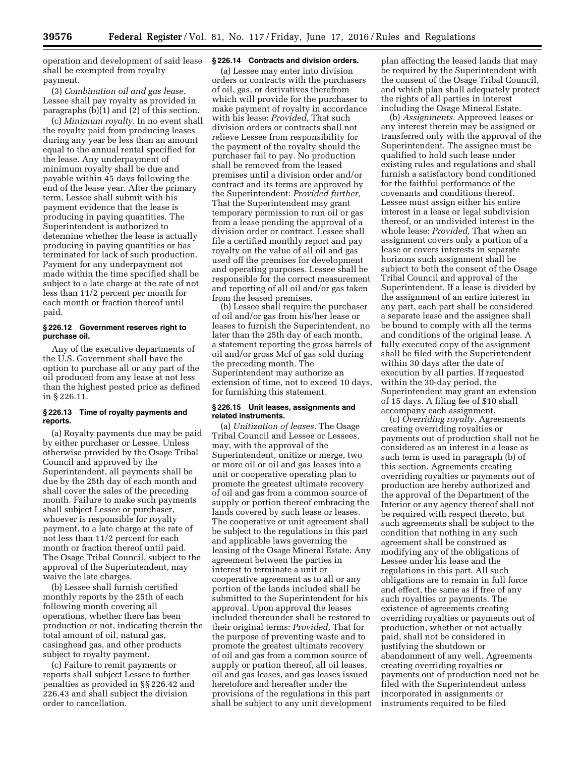operation and development of said lease shall be exempted from royalty payment.

(3) *Combination oil and gas lease.* Lessee shall pay royalty as provided in paragraphs (b)(1) and (2) of this section.

(c) *Minimum royalty.* In no event shall the royalty paid from producing leases during any year be less than an amount equal to the annual rental specified for the lease. Any underpayment of minimum royalty shall be due and payable within 45 days following the end of the lease year. After the primary term, Lessee shall submit with his payment evidence that the lease is producing in paying quantities. The Superintendent is authorized to determine whether the lease is actually producing in paying quantities or has terminated for lack of such production. Payment for any underpayment not made within the time specified shall be subject to a late charge at the rate of not less than 11/2 percent per month for each month or fraction thereof until paid.

### § 226.12 Government reserves right to purchase oil.

Any of the executive departments of the U.S. Government shall have the option to purchase all or any part of the oil produced from any lease at not less than the highest posted price as defined in § 226.11.

### § 226.13 Time of royalty payments and reports.

(a) Royalty payments due may be paid by either purchaser or Lessee. Unless otherwise provided by the Osage Tribal Council and approved by the Superintendent, all payments shall be due by the 25th day of each month and shall cover the sales of the preceding month. Failure to make such payments shall subject Lessee or purchaser, whoever is responsible for royalty payment, to a late charge at the rate of not less than 11/2 percent for each month or fraction thereof until paid. The Osage Tribal Council, subject to the approval of the Superintendent, may waive the late charges.

(b) Lessee shall furnish certified monthly reports by the 25th of each following month covering all operations, whether there has been production or not, indicating therein the total amount of oil, natural gas, casinghead gas, and other products subject to royalty payment.

(c) Failure to remit payments or reports shall subject Lessee to further penalties as provided in §§ 226.42 and 226.43 and shall subject the division order to cancellation.

### § 226.14 Contracts and division orders.

(a) Lessee may enter into division orders or contracts with the purchasers of oil, gas, or derivatives therefrom which will provide for the purchaser to make payment of royalty in accordance with his lease: *Provided,* That such division orders or contracts shall not relieve Lessee from responsibility for the payment of the royalty should the purchaser fail to pay. No production shall be removed from the leased premises until a division order and/or contract and its terms are approved by the Superintendent: *Provided further,* That the Superintendent may grant temporary permission to run oil or gas from a lease pending the approval of a division order or contract. Lessee shall file a certified monthly report and pay royalty on the value of all oil and gas used off the premises for development and operating purposes. Lessee shall be responsible for the correct measurement and reporting of all oil and/or gas taken from the leased premises.

(b) Lessee shall require the purchaser of oil and/or gas from his/her lease or leases to furnish the Superintendent, no later than the 25th day of each month, a statement reporting the gross barrels of oil and/or gross Mcf of gas sold during the preceding month. The Superintendent may authorize an extension of time, not to exceed 10 days, for furnishing this statement.

### § 226.15 Unit leases, assignments and related instruments.

(a) *Unitization of leases.* The Osage Tribal Council and Lessee or Lessees, may, with the approval of the Superintendent, unitize or merge, two or more oil or oil and gas leases into a unit or cooperative operating plan to promote the greatest ultimate recovery of oil and gas from a common source of supply or portion thereof embracing the lands covered by such lease or leases. The cooperative or unit agreement shall be subject to the regulations in this part and applicable laws governing the leasing of the Osage Mineral Estate. Any agreement between the parties in interest to terminate a unit or cooperative agreement as to all or any portion of the lands included shall be submitted to the Superintendent for his approval. Upon approval the leases included thereunder shall be restored to their original terms: *Provided,* That for the purpose of preventing waste and to promote the greatest ultimate recovery of oil and gas from a common source of supply or portion thereof, all oil leases, oil and gas leases, and gas leases issued heretofore and hereafter under the provisions of the regulations in this part shall be subject to any unit development plan affecting the leased lands that may be required by the Superintendent with the consent of the Osage Tribal Council, and which plan shall adequately protect the rights of all parties in interest including the Osage Mineral Estate.

(b) *Assignments.* Approved leases or any interest therein may be assigned or transferred only with the approval of the Superintendent. The assignee must be qualified to hold such lease under existing rules and regulations and shall furnish a satisfactory bond conditioned for the faithful performance of the covenants and conditions thereof. Lessee must assign either his entire interest in a lease or legal subdivision thereof, or an undivided interest in the whole lease: *Provided,* That when an assignment covers only a portion of a lease or covers interests in separate horizons such assignment shall be subject to both the consent of the Osage Tribal Council and approval of the Superintendent. If a lease is divided by the assignment of an entire interest in any part, each part shall be considered a separate lease and the assignee shall be bound to comply with all the terms and conditions of the original lease. A fully executed copy of the assignment shall be filed with the Superintendent within 30 days after the date of execution by all parties. If requested within the 30-day period, the Superintendent may grant an extension of 15 days. A filing fee of $10 shall accompany each assignment.

(c) *Overriding royalty.* Agreements creating overriding royalties or payments out of production shall not be considered as an interest in a lease as such term is used in paragraph (b) of this section. Agreements creating overriding royalties or payments out of production are hereby authorized and the approval of the Department of the Interior or any agency thereof shall not be required with respect thereto, but such agreements shall be subject to the condition that nothing in any such agreement shall be construed as modifying any of the obligations of Lessee under his lease and the regulations in this part. All such obligations are to remain in full force and effect, the same as if free of any such royalties or payments. The existence of agreements creating overriding royalties or payments out of production, whether or not actually paid, shall not be considered in justifying the shutdown or abandonment of any well. Agreements creating overriding royalties or payments out of production need not be filed with the Superintendent unless incorporated in assignments or instruments required to be filed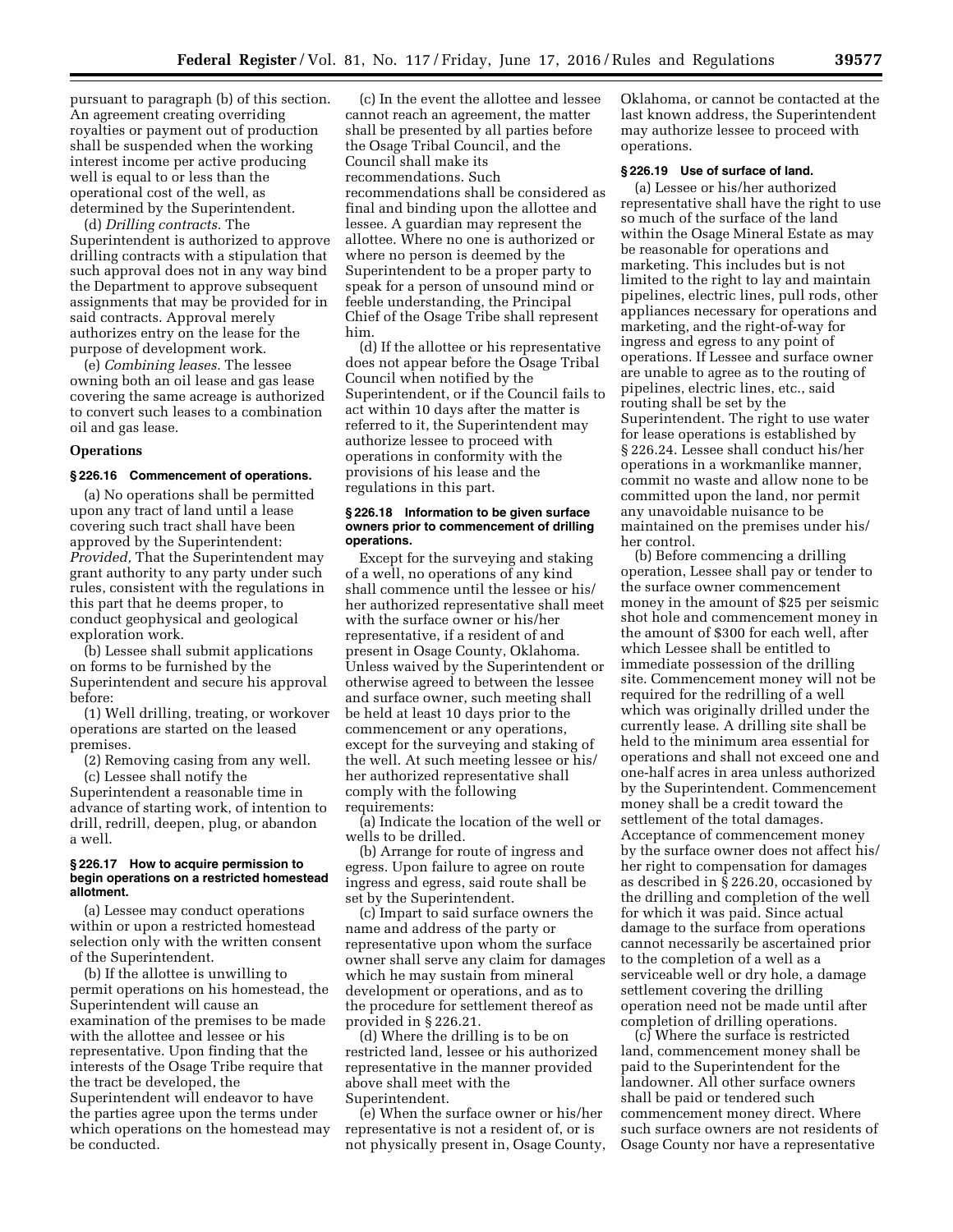pursuant to paragraph (b) of this section. An agreement creating overriding royalties or payment out of production shall be suspended when the working interest income per active producing well is equal to or less than the operational cost of the well, as determined by the Superintendent.

(d) *Drilling contracts.* The Superintendent is authorized to approve drilling contracts with a stipulation that such approval does not in any way bind the Department to approve subsequent assignments that may be provided for in said contracts. Approval merely authorizes entry on the lease for the purpose of development work.

(e) *Combining leases.* The lessee owning both an oil lease and gas lease covering the same acreage is authorized to convert such leases to a combination oil and gas lease.

## Operations

### § 226.16 Commencement of operations.

(a) No operations shall be permitted upon any tract of land until a lease covering such tract shall have been approved by the Superintendent: *Provided,* That the Superintendent may grant authority to any party under such rules, consistent with the regulations in this part that he deems proper, to conduct geophysical and geological exploration work.

(b) Lessee shall submit applications on forms to be furnished by the Superintendent and secure his approval before:

(1) Well drilling, treating, or workover operations are started on the leased premises.

(2) Removing casing from any well.

(c) Lessee shall notify the Superintendent a reasonable time in advance of starting work, of intention to drill, redrill, deepen, plug, or abandon a well.

### § 226.17 How to acquire permission to begin operations on a restricted homestead allotment.

(a) Lessee may conduct operations within or upon a restricted homestead selection only with the written consent of the Superintendent.

(b) If the allottee is unwilling to permit operations on his homestead, the Superintendent will cause an examination of the premises to be made with the allottee and lessee or his representative. Upon finding that the interests of the Osage Tribe require that the tract be developed, the Superintendent will endeavor to have the parties agree upon the terms under which operations on the homestead may be conducted.

(c) In the event the allottee and lessee cannot reach an agreement, the matter shall be presented by all parties before the Osage Tribal Council, and the Council shall make its recommendations. Such recommendations shall be considered as final and binding upon the allottee and lessee. A guardian may represent the allottee. Where no one is authorized or where no person is deemed by the Superintendent to be a proper party to speak for a person of unsound mind or feeble understanding, the Principal Chief of the Osage Tribe shall represent him.

(d) If the allottee or his representative does not appear before the Osage Tribal Council when notified by the Superintendent, or if the Council fails to act within 10 days after the matter is referred to it, the Superintendent may authorize lessee to proceed with operations in conformity with the provisions of his lease and the regulations in this part.

### § 226.18 Information to be given surface owners prior to commencement of drilling operations.

Except for the surveying and staking of a well, no operations of any kind shall commence until the lessee or his/her authorized representative shall meet with the surface owner or his/her representative, if a resident of and present in Osage County, Oklahoma. Unless waived by the Superintendent or otherwise agreed to between the lessee and surface owner, such meeting shall be held at least 10 days prior to the commencement or any operations, except for the surveying and staking of the well. At such meeting lessee or his/her authorized representative shall comply with the following requirements:

(a) Indicate the location of the well or wells to be drilled.

(b) Arrange for route of ingress and egress. Upon failure to agree on route ingress and egress, said route shall be set by the Superintendent.

(c) Impart to said surface owners the name and address of the party or representative upon whom the surface owner shall serve any claim for damages which he may sustain from mineral development or operations, and as to the procedure for settlement thereof as provided in § 226.21.

(d) Where the drilling is to be on restricted land, lessee or his authorized representative in the manner provided above shall meet with the Superintendent.

(e) When the surface owner or his/her representative is not a resident of, or is not physically present in, Osage County, Oklahoma, or cannot be contacted at the last known address, the Superintendent may authorize lessee to proceed with operations.

### § 226.19 Use of surface of land.

(a) Lessee or his/her authorized representative shall have the right to use so much of the surface of the land within the Osage Mineral Estate as may be reasonable for operations and marketing. This includes but is not limited to the right to lay and maintain pipelines, electric lines, pull rods, other appliances necessary for operations and marketing, and the right-of-way for ingress and egress to any point of operations. If Lessee and surface owner are unable to agree as to the routing of pipelines, electric lines, etc., said routing shall be set by the Superintendent. The right to use water for lease operations is established by § 226.24. Lessee shall conduct his/her operations in a workmanlike manner, commit no waste and allow none to be committed upon the land, nor permit any unavoidable nuisance to be maintained on the premises under his/her control.

(b) Before commencing a drilling operation, Lessee shall pay or tender to the surface owner commencement money in the amount of $25 per seismic shot hole and commencement money in the amount of $300 for each well, after which Lessee shall be entitled to immediate possession of the drilling site. Commencement money will not be required for the redrilling of a well which was originally drilled under the currently lease. A drilling site shall be held to the minimum area essential for operations and shall not exceed one and one-half acres in area unless authorized by the Superintendent. Commencement money shall be a credit toward the settlement of the total damages. Acceptance of commencement money by the surface owner does not affect his/her right to compensation for damages as described in § 226.20, occasioned by the drilling and completion of the well for which it was paid. Since actual damage to the surface from operations cannot necessarily be ascertained prior to the completion of a well as a serviceable well or dry hole, a damage settlement covering the drilling operation need not be made until after completion of drilling operations.

(c) Where the surface is restricted land, commencement money shall be paid to the Superintendent for the landowner. All other surface owners shall be paid or tendered such commencement money direct. Where such surface owners are not residents of Osage County nor have a representative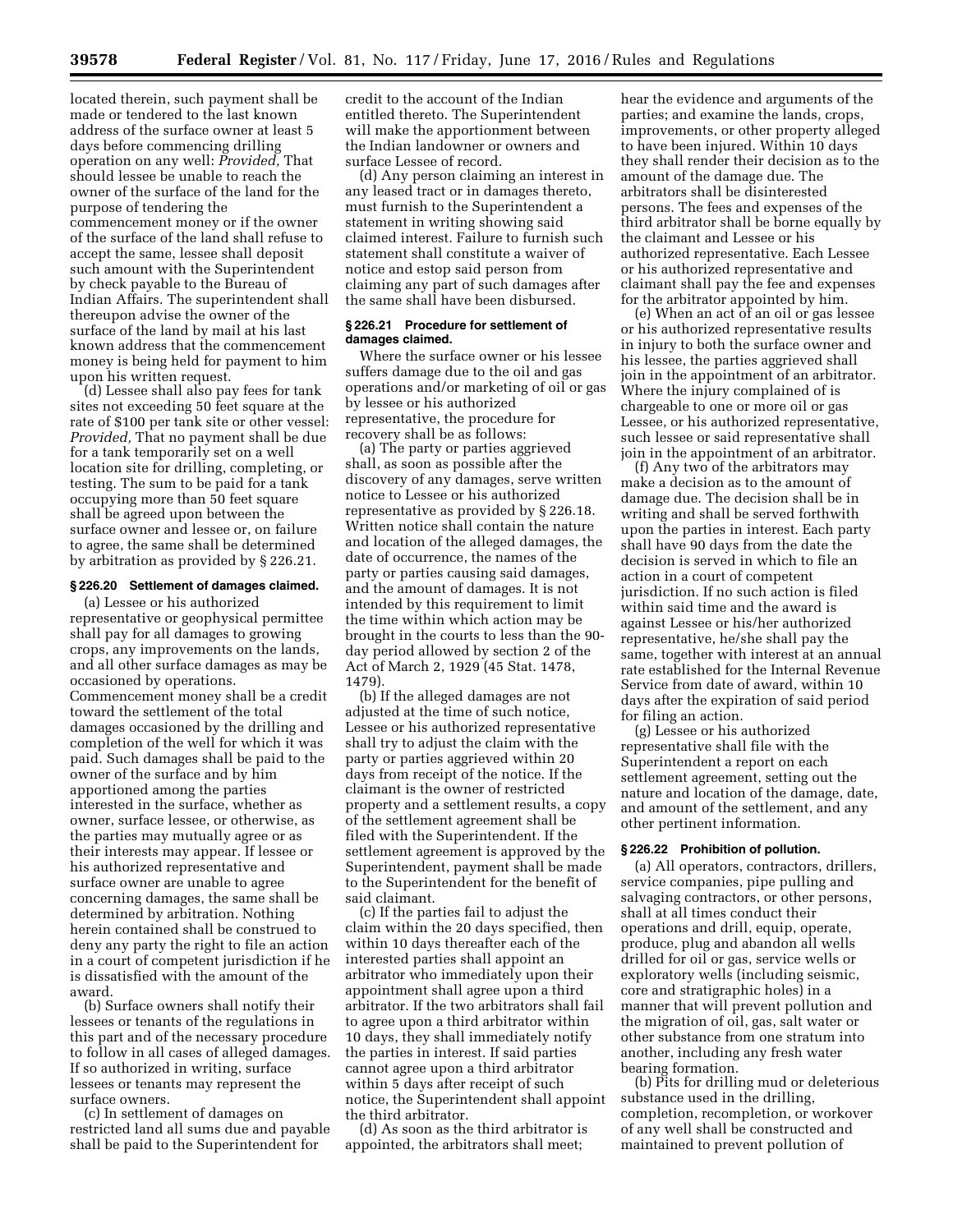located therein, such payment shall be made or tendered to the last known address of the surface owner at least 5 days before commencing drilling operation on any well: *Provided,* That should lessee be unable to reach the owner of the surface of the land for the purpose of tendering the commencement money or if the owner of the surface of the land shall refuse to accept the same, lessee shall deposit such amount with the Superintendent by check payable to the Bureau of Indian Affairs. The superintendent shall thereupon advise the owner of the surface of the land by mail at his last known address that the commencement money is being held for payment to him upon his written request.

(d) Lessee shall also pay fees for tank sites not exceeding 50 feet square at the rate of $100 per tank site or other vessel: *Provided,* That no payment shall be due for a tank temporarily set on a well location site for drilling, completing, or testing. The sum to be paid for a tank occupying more than 50 feet square shall be agreed upon between the surface owner and lessee or, on failure to agree, the same shall be determined by arbitration as provided by § 226.21.

**§ 226.20 Settlement of damages claimed.**

(a) Lessee or his authorized representative or geophysical permittee shall pay for all damages to growing crops, any improvements on the lands, and all other surface damages as may be occasioned by operations. Commencement money shall be a credit toward the settlement of the total damages occasioned by the drilling and completion of the well for which it was paid. Such damages shall be paid to the owner of the surface and by him apportioned among the parties interested in the surface, whether as owner, surface lessee, or otherwise, as the parties may mutually agree or as their interests may appear. If lessee or his authorized representative and surface owner are unable to agree concerning damages, the same shall be determined by arbitration. Nothing herein contained shall be construed to deny any party the right to file an action in a court of competent jurisdiction if he is dissatisfied with the amount of the award.

(b) Surface owners shall notify their lessees or tenants of the regulations in this part and of the necessary procedure to follow in all cases of alleged damages. If so authorized in writing, surface lessees or tenants may represent the surface owners.

(c) In settlement of damages on restricted land all sums due and payable shall be paid to the Superintendent for credit to the account of the Indian entitled thereto. The Superintendent will make the apportionment between the Indian landowner or owners and surface Lessee of record.

(d) Any person claiming an interest in any leased tract or in damages thereto, must furnish to the Superintendent a statement in writing showing said claimed interest. Failure to furnish such statement shall constitute a waiver of notice and estop said person from claiming any part of such damages after the same shall have been disbursed.

**§ 226.21 Procedure for settlement of damages claimed.**

Where the surface owner or his lessee suffers damage due to the oil and gas operations and/or marketing of oil or gas by lessee or his authorized representative, the procedure for recovery shall be as follows:

(a) The party or parties aggrieved shall, as soon as possible after the discovery of any damages, serve written notice to Lessee or his authorized representative as provided by § 226.18. Written notice shall contain the nature and location of the alleged damages, the date of occurrence, the names of the party or parties causing said damages, and the amount of damages. It is not intended by this requirement to limit the time within which action may be brought in the courts to less than the 90-day period allowed by section 2 of the Act of March 2, 1929 (45 Stat. 1478, 1479).

(b) If the alleged damages are not adjusted at the time of such notice, Lessee or his authorized representative shall try to adjust the claim with the party or parties aggrieved within 20 days from receipt of the notice. If the claimant is the owner of restricted property and a settlement results, a copy of the settlement agreement shall be filed with the Superintendent. If the settlement agreement is approved by the Superintendent, payment shall be made to the Superintendent for the benefit of said claimant.

(c) If the parties fail to adjust the claim within the 20 days specified, then within 10 days thereafter each of the interested parties shall appoint an arbitrator who immediately upon their appointment shall agree upon a third arbitrator. If the two arbitrators shall fail to agree upon a third arbitrator within 10 days, they shall immediately notify the parties in interest. If said parties cannot agree upon a third arbitrator within 5 days after receipt of such notice, the Superintendent shall appoint the third arbitrator.

(d) As soon as the third arbitrator is appointed, the arbitrators shall meet; hear the evidence and arguments of the parties; and examine the lands, crops, improvements, or other property alleged to have been injured. Within 10 days they shall render their decision as to the amount of the damage due. The arbitrators shall be disinterested persons. The fees and expenses of the third arbitrator shall be borne equally by the claimant and Lessee or his authorized representative. Each Lessee or his authorized representative and claimant shall pay the fee and expenses for the arbitrator appointed by him.

(e) When an act of an oil or gas lessee or his authorized representative results in injury to both the surface owner and his lessee, the parties aggrieved shall join in the appointment of an arbitrator. Where the injury complained of is chargeable to one or more oil or gas Lessee, or his authorized representative, such lessee or said representative shall join in the appointment of an arbitrator.

(f) Any two of the arbitrators may make a decision as to the amount of damage due. The decision shall be in writing and shall be served forthwith upon the parties in interest. Each party shall have 90 days from the date the decision is served in which to file an action in a court of competent jurisdiction. If no such action is filed within said time and the award is against Lessee or his/her authorized representative, he/she shall pay the same, together with interest at an annual rate established for the Internal Revenue Service from date of award, within 10 days after the expiration of said period for filing an action.

(g) Lessee or his authorized representative shall file with the Superintendent a report on each settlement agreement, setting out the nature and location of the damage, date, and amount of the settlement, and any other pertinent information.

**§ 226.22 Prohibition of pollution.**

(a) All operators, contractors, drillers, service companies, pipe pulling and salvaging contractors, or other persons, shall at all times conduct their operations and drill, equip, operate, produce, plug and abandon all wells drilled for oil or gas, service wells or exploratory wells (including seismic, core and stratigraphic holes) in a manner that will prevent pollution and the migration of oil, gas, salt water or other substance from one stratum into another, including any fresh water bearing formation.

(b) Pits for drilling mud or deleterious substance used in the drilling, completion, recompletion, or workover of any well shall be constructed and maintained to prevent pollution of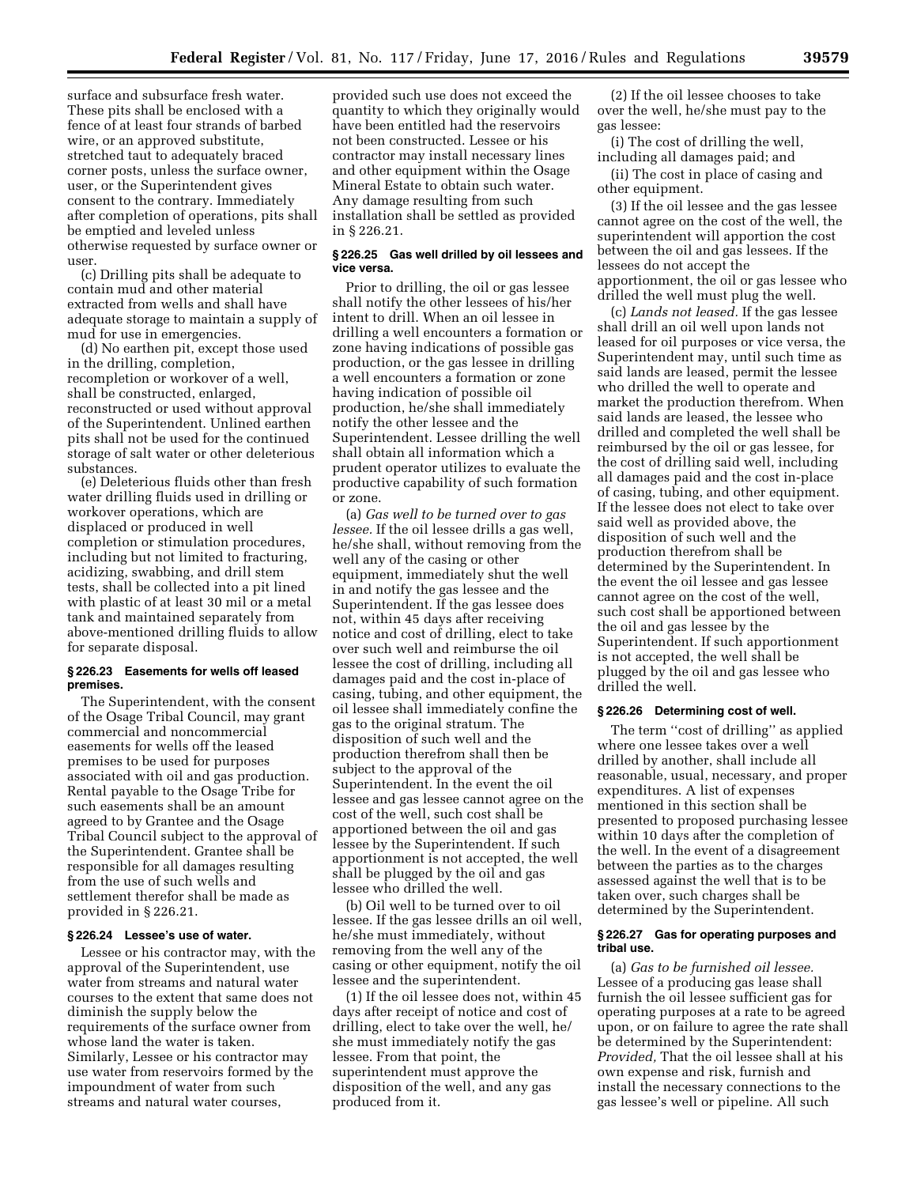surface and subsurface fresh water. These pits shall be enclosed with a fence of at least four strands of barbed wire, or an approved substitute, stretched taut to adequately braced corner posts, unless the surface owner, user, or the Superintendent gives consent to the contrary. Immediately after completion of operations, pits shall be emptied and leveled unless otherwise requested by surface owner or user.

(c) Drilling pits shall be adequate to contain mud and other material extracted from wells and shall have adequate storage to maintain a supply of mud for use in emergencies.

(d) No earthen pit, except those used in the drilling, completion, recompletion or workover of a well, shall be constructed, enlarged, reconstructed or used without approval of the Superintendent. Unlined earthen pits shall not be used for the continued storage of salt water or other deleterious substances.

(e) Deleterious fluids other than fresh water drilling fluids used in drilling or workover operations, which are displaced or produced in well completion or stimulation procedures, including but not limited to fracturing, acidizing, swabbing, and drill stem tests, shall be collected into a pit lined with plastic of at least 30 mil or a metal tank and maintained separately from above-mentioned drilling fluids to allow for separate disposal.

### § 226.23 Easements for wells off leased premises.

The Superintendent, with the consent of the Osage Tribal Council, may grant commercial and noncommercial easements for wells off the leased premises to be used for purposes associated with oil and gas production. Rental payable to the Osage Tribe for such easements shall be an amount agreed to by Grantee and the Osage Tribal Council subject to the approval of the Superintendent. Grantee shall be responsible for all damages resulting from the use of such wells and settlement therefor shall be made as provided in § 226.21.

### § 226.24 Lessee's use of water.

Lessee or his contractor may, with the approval of the Superintendent, use water from streams and natural water courses to the extent that same does not diminish the supply below the requirements of the surface owner from whose land the water is taken. Similarly, Lessee or his contractor may use water from reservoirs formed by the impoundment of water from such streams and natural water courses, provided such use does not exceed the quantity to which they originally would have been entitled had the reservoirs not been constructed. Lessee or his contractor may install necessary lines and other equipment within the Osage Mineral Estate to obtain such water. Any damage resulting from such installation shall be settled as provided in § 226.21.

### § 226.25 Gas well drilled by oil lessees and vice versa.

Prior to drilling, the oil or gas lessee shall notify the other lessees of his/her intent to drill. When an oil lessee in drilling a well encounters a formation or zone having indications of possible gas production, or the gas lessee in drilling a well encounters a formation or zone having indication of possible oil production, he/she shall immediately notify the other lessee and the Superintendent. Lessee drilling the well shall obtain all information which a prudent operator utilizes to evaluate the productive capability of such formation or zone.

(a) *Gas well to be turned over to gas lessee.* If the oil lessee drills a gas well, he/she shall, without removing from the well any of the casing or other equipment, immediately shut the well in and notify the gas lessee and the Superintendent. If the gas lessee does not, within 45 days after receiving notice and cost of drilling, elect to take over such well and reimburse the oil lessee the cost of drilling, including all damages paid and the cost in-place of casing, tubing, and other equipment, the oil lessee shall immediately confine the gas to the original stratum. The disposition of such well and the production therefrom shall then be subject to the approval of the Superintendent. In the event the oil lessee and gas lessee cannot agree on the cost of the well, such cost shall be apportioned between the oil and gas lessee by the Superintendent. If such apportionment is not accepted, the well shall be plugged by the oil and gas lessee who drilled the well.

(b) Oil well to be turned over to oil lessee. If the gas lessee drills an oil well, he/she must immediately, without removing from the well any of the casing or other equipment, notify the oil lessee and the superintendent.

(1) If the oil lessee does not, within 45 days after receipt of notice and cost of drilling, elect to take over the well, he/she must immediately notify the gas lessee. From that point, the superintendent must approve the disposition of the well, and any gas produced from it.

(2) If the oil lessee chooses to take over the well, he/she must pay to the gas lessee:

(i) The cost of drilling the well, including all damages paid; and

(ii) The cost in place of casing and other equipment.

(3) If the oil lessee and the gas lessee cannot agree on the cost of the well, the superintendent will apportion the cost between the oil and gas lessees. If the lessees do not accept the apportionment, the oil or gas lessee who drilled the well must plug the well.

(c) *Lands not leased.* If the gas lessee shall drill an oil well upon lands not leased for oil purposes or vice versa, the Superintendent may, until such time as said lands are leased, permit the lessee who drilled the well to operate and market the production therefrom. When said lands are leased, the lessee who drilled and completed the well shall be reimbursed by the oil or gas lessee, for the cost of drilling said well, including all damages paid and the cost in-place of casing, tubing, and other equipment. If the lessee does not elect to take over said well as provided above, the disposition of such well and the production therefrom shall be determined by the Superintendent. In the event the oil lessee and gas lessee cannot agree on the cost of the well, such cost shall be apportioned between the oil and gas lessee by the Superintendent. If such apportionment is not accepted, the well shall be plugged by the oil and gas lessee who drilled the well.

### § 226.26 Determining cost of well.

The term ''cost of drilling'' as applied where one lessee takes over a well drilled by another, shall include all reasonable, usual, necessary, and proper expenditures. A list of expenses mentioned in this section shall be presented to proposed purchasing lessee within 10 days after the completion of the well. In the event of a disagreement between the parties as to the charges assessed against the well that is to be taken over, such charges shall be determined by the Superintendent.

### § 226.27 Gas for operating purposes and tribal use.

(a) *Gas to be furnished oil lessee.* Lessee of a producing gas lease shall furnish the oil lessee sufficient gas for operating purposes at a rate to be agreed upon, or on failure to agree the rate shall be determined by the Superintendent: *Provided,* That the oil lessee shall at his own expense and risk, furnish and install the necessary connections to the gas lessee's well or pipeline. All such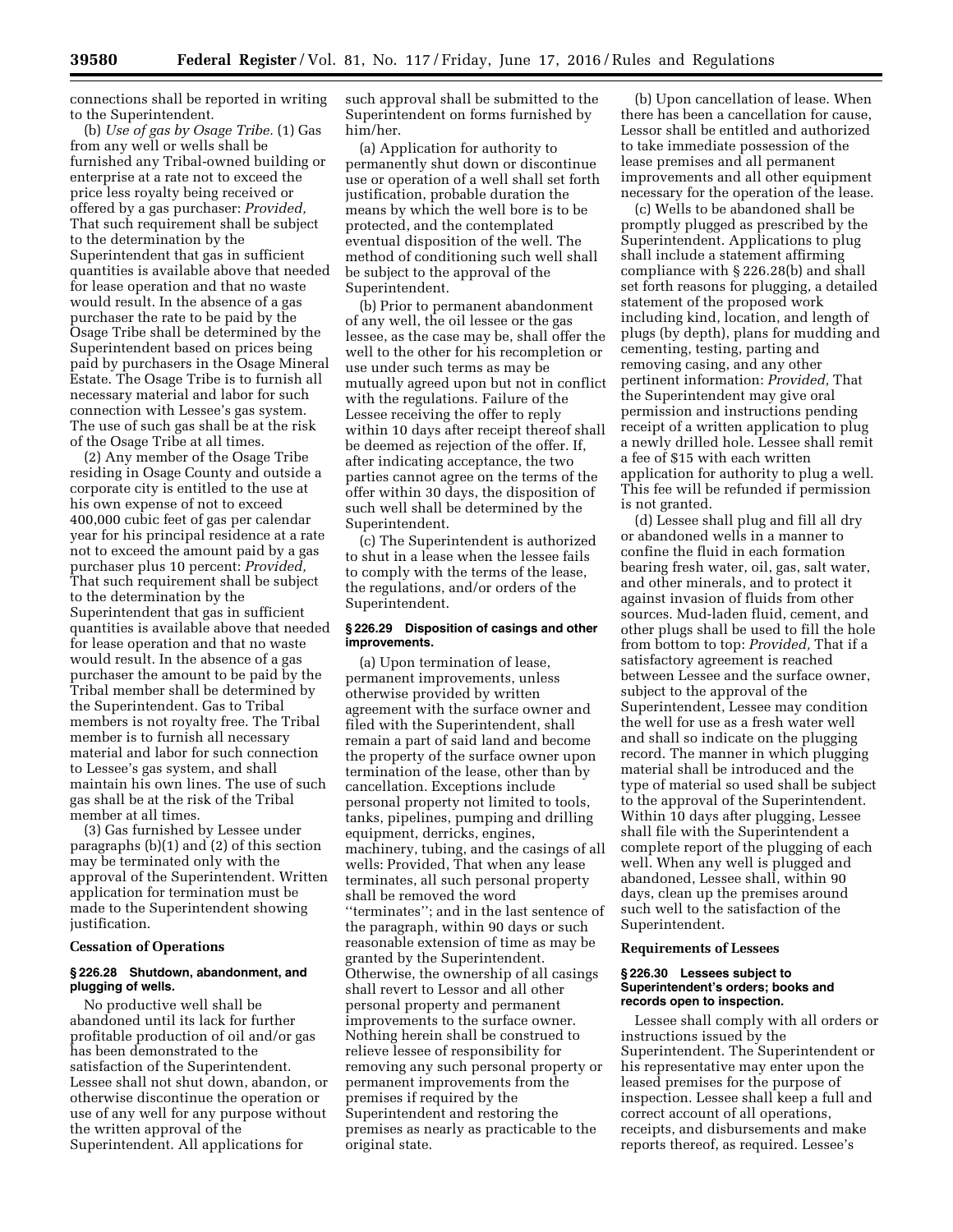connections shall be reported in writing to the Superintendent.

(b) *Use of gas by Osage Tribe.* (1) Gas from any well or wells shall be furnished any Tribal-owned building or enterprise at a rate not to exceed the price less royalty being received or offered by a gas purchaser: *Provided,* That such requirement shall be subject to the determination by the Superintendent that gas in sufficient quantities is available above that needed for lease operation and that no waste would result. In the absence of a gas purchaser the rate to be paid by the Osage Tribe shall be determined by the Superintendent based on prices being paid by purchasers in the Osage Mineral Estate. The Osage Tribe is to furnish all necessary material and labor for such connection with Lessee's gas system. The use of such gas shall be at the risk of the Osage Tribe at all times.

(2) Any member of the Osage Tribe residing in Osage County and outside a corporate city is entitled to the use at his own expense of not to exceed 400,000 cubic feet of gas per calendar year for his principal residence at a rate not to exceed the amount paid by a gas purchaser plus 10 percent: *Provided,* That such requirement shall be subject to the determination by the Superintendent that gas in sufficient quantities is available above that needed for lease operation and that no waste would result. In the absence of a gas purchaser the amount to be paid by the Tribal member shall be determined by the Superintendent. Gas to Tribal members is not royalty free. The Tribal member is to furnish all necessary material and labor for such connection to Lessee's gas system, and shall maintain his own lines. The use of such gas shall be at the risk of the Tribal member at all times.

(3) Gas furnished by Lessee under paragraphs (b)(1) and (2) of this section may be terminated only with the approval of the Superintendent. Written application for termination must be made to the Superintendent showing justification.

### Cessation of Operations

#### § 226.28 Shutdown, abandonment, and plugging of wells.

No productive well shall be abandoned until its lack for further profitable production of oil and/or gas has been demonstrated to the satisfaction of the Superintendent. Lessee shall not shut down, abandon, or otherwise discontinue the operation or use of any well for any purpose without the written approval of the Superintendent. All applications for such approval shall be submitted to the Superintendent on forms furnished by him/her.

(a) Application for authority to permanently shut down or discontinue use or operation of a well shall set forth justification, probable duration the means by which the well bore is to be protected, and the contemplated eventual disposition of the well. The method of conditioning such well shall be subject to the approval of the Superintendent.

(b) Prior to permanent abandonment of any well, the oil lessee or the gas lessee, as the case may be, shall offer the well to the other for his recompletion or use under such terms as may be mutually agreed upon but not in conflict with the regulations. Failure of the Lessee receiving the offer to reply within 10 days after receipt thereof shall be deemed as rejection of the offer. If, after indicating acceptance, the two parties cannot agree on the terms of the offer within 30 days, the disposition of such well shall be determined by the Superintendent.

(c) The Superintendent is authorized to shut in a lease when the lessee fails to comply with the terms of the lease, the regulations, and/or orders of the Superintendent.

#### § 226.29 Disposition of casings and other improvements.

(a) Upon termination of lease, permanent improvements, unless otherwise provided by written agreement with the surface owner and filed with the Superintendent, shall remain a part of said land and become the property of the surface owner upon termination of the lease, other than by cancellation. Exceptions include personal property not limited to tools, tanks, pipelines, pumping and drilling equipment, derricks, engines, machinery, tubing, and the casings of all wells: Provided, That when any lease terminates, all such personal property shall be removed the word ''terminates''; and in the last sentence of the paragraph, within 90 days or such reasonable extension of time as may be granted by the Superintendent. Otherwise, the ownership of all casings shall revert to Lessor and all other personal property and permanent improvements to the surface owner. Nothing herein shall be construed to relieve lessee of responsibility for removing any such personal property or permanent improvements from the premises if required by the Superintendent and restoring the premises as nearly as practicable to the original state.

(b) Upon cancellation of lease. When there has been a cancellation for cause, Lessor shall be entitled and authorized to take immediate possession of the lease premises and all permanent improvements and all other equipment necessary for the operation of the lease.

(c) Wells to be abandoned shall be promptly plugged as prescribed by the Superintendent. Applications to plug shall include a statement affirming compliance with § 226.28(b) and shall set forth reasons for plugging, a detailed statement of the proposed work including kind, location, and length of plugs (by depth), plans for mudding and cementing, testing, parting and removing casing, and any other pertinent information: *Provided,* That the Superintendent may give oral permission and instructions pending receipt of a written application to plug a newly drilled hole. Lessee shall remit a fee of $15 with each written application for authority to plug a well. This fee will be refunded if permission is not granted.

(d) Lessee shall plug and fill all dry or abandoned wells in a manner to confine the fluid in each formation bearing fresh water, oil, gas, salt water, and other minerals, and to protect it against invasion of fluids from other sources. Mud-laden fluid, cement, and other plugs shall be used to fill the hole from bottom to top: *Provided,* That if a satisfactory agreement is reached between Lessee and the surface owner, subject to the approval of the Superintendent, Lessee may condition the well for use as a fresh water well and shall so indicate on the plugging record. The manner in which plugging material shall be introduced and the type of material so used shall be subject to the approval of the Superintendent. Within 10 days after plugging, Lessee shall file with the Superintendent a complete report of the plugging of each well. When any well is plugged and abandoned, Lessee shall, within 90 days, clean up the premises around such well to the satisfaction of the Superintendent.

### Requirements of Lessees

#### § 226.30 Lessees subject to Superintendent's orders; books and records open to inspection.

Lessee shall comply with all orders or instructions issued by the Superintendent. The Superintendent or his representative may enter upon the leased premises for the purpose of inspection. Lessee shall keep a full and correct account of all operations, receipts, and disbursements and make reports thereof, as required. Lessee's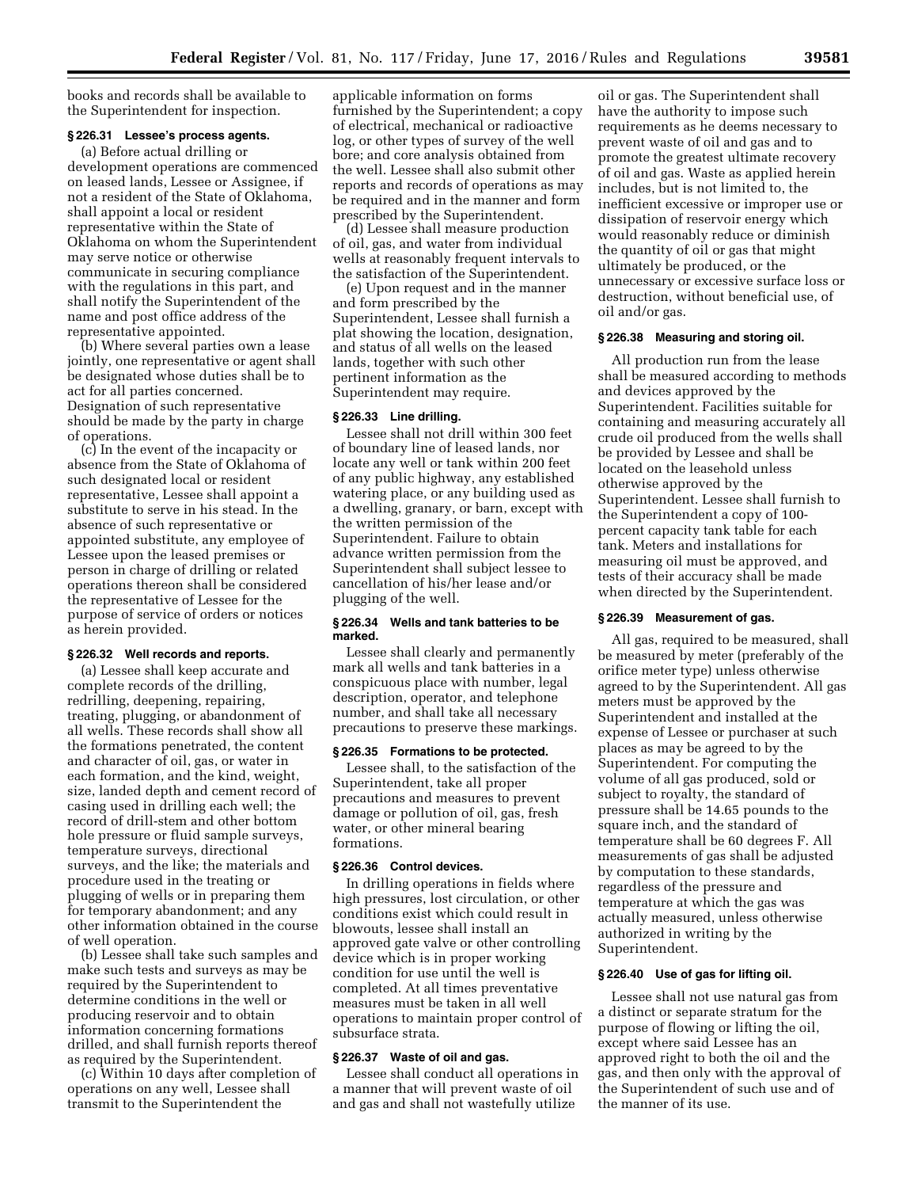books and records shall be available to the Superintendent for inspection.

### § 226.31 Lessee's process agents.

(a) Before actual drilling or development operations are commenced on leased lands, Lessee or Assignee, if not a resident of the State of Oklahoma, shall appoint a local or resident representative within the State of Oklahoma on whom the Superintendent may serve notice or otherwise communicate in securing compliance with the regulations in this part, and shall notify the Superintendent of the name and post office address of the representative appointed.

(b) Where several parties own a lease jointly, one representative or agent shall be designated whose duties shall be to act for all parties concerned. Designation of such representative should be made by the party in charge of operations.

(c) In the event of the incapacity or absence from the State of Oklahoma of such designated local or resident representative, Lessee shall appoint a substitute to serve in his stead. In the absence of such representative or appointed substitute, any employee of Lessee upon the leased premises or person in charge of drilling or related operations thereon shall be considered the representative of Lessee for the purpose of service of orders or notices as herein provided.

### § 226.32 Well records and reports.

(a) Lessee shall keep accurate and complete records of the drilling, redrilling, deepening, repairing, treating, plugging, or abandonment of all wells. These records shall show all the formations penetrated, the content and character of oil, gas, or water in each formation, and the kind, weight, size, landed depth and cement record of casing used in drilling each well; the record of drill-stem and other bottom hole pressure or fluid sample surveys, temperature surveys, directional surveys, and the like; the materials and procedure used in the treating or plugging of wells or in preparing them for temporary abandonment; and any other information obtained in the course of well operation.

(b) Lessee shall take such samples and make such tests and surveys as may be required by the Superintendent to determine conditions in the well or producing reservoir and to obtain information concerning formations drilled, and shall furnish reports thereof as required by the Superintendent.

(c) Within 10 days after completion of operations on any well, Lessee shall transmit to the Superintendent the applicable information on forms furnished by the Superintendent; a copy of electrical, mechanical or radioactive log, or other types of survey of the well bore; and core analysis obtained from the well. Lessee shall also submit other reports and records of operations as may be required and in the manner and form prescribed by the Superintendent.

(d) Lessee shall measure production of oil, gas, and water from individual wells at reasonably frequent intervals to the satisfaction of the Superintendent.

(e) Upon request and in the manner and form prescribed by the Superintendent, Lessee shall furnish a plat showing the location, designation, and status of all wells on the leased lands, together with such other pertinent information as the Superintendent may require.

### § 226.33 Line drilling.

Lessee shall not drill within 300 feet of boundary line of leased lands, nor locate any well or tank within 200 feet of any public highway, any established watering place, or any building used as a dwelling, granary, or barn, except with the written permission of the Superintendent. Failure to obtain advance written permission from the Superintendent shall subject lessee to cancellation of his/her lease and/or plugging of the well.

### § 226.34 Wells and tank batteries to be marked.

Lessee shall clearly and permanently mark all wells and tank batteries in a conspicuous place with number, legal description, operator, and telephone number, and shall take all necessary precautions to preserve these markings.

### § 226.35 Formations to be protected.

Lessee shall, to the satisfaction of the Superintendent, take all proper precautions and measures to prevent damage or pollution of oil, gas, fresh water, or other mineral bearing formations.

### § 226.36 Control devices.

In drilling operations in fields where high pressures, lost circulation, or other conditions exist which could result in blowouts, lessee shall install an approved gate valve or other controlling device which is in proper working condition for use until the well is completed. At all times preventative measures must be taken in all well operations to maintain proper control of subsurface strata.

### § 226.37 Waste of oil and gas.

Lessee shall conduct all operations in a manner that will prevent waste of oil and gas and shall not wastefully utilize oil or gas. The Superintendent shall have the authority to impose such requirements as he deems necessary to prevent waste of oil and gas and to promote the greatest ultimate recovery of oil and gas. Waste as applied herein includes, but is not limited to, the inefficient excessive or improper use or dissipation of reservoir energy which would reasonably reduce or diminish the quantity of oil or gas that might ultimately be produced, or the unnecessary or excessive surface loss or destruction, without beneficial use, of oil and/or gas.

### § 226.38 Measuring and storing oil.

All production run from the lease shall be measured according to methods and devices approved by the Superintendent. Facilities suitable for containing and measuring accurately all crude oil produced from the wells shall be provided by Lessee and shall be located on the leasehold unless otherwise approved by the Superintendent. Lessee shall furnish to the Superintendent a copy of 100-percent capacity tank table for each tank. Meters and installations for measuring oil must be approved, and tests of their accuracy shall be made when directed by the Superintendent.

### § 226.39 Measurement of gas.

All gas, required to be measured, shall be measured by meter (preferably of the orifice meter type) unless otherwise agreed to by the Superintendent. All gas meters must be approved by the Superintendent and installed at the expense of Lessee or purchaser at such places as may be agreed to by the Superintendent. For computing the volume of all gas produced, sold or subject to royalty, the standard of pressure shall be 14.65 pounds to the square inch, and the standard of temperature shall be 60 degrees F. All measurements of gas shall be adjusted by computation to these standards, regardless of the pressure and temperature at which the gas was actually measured, unless otherwise authorized in writing by the Superintendent.

### § 226.40 Use of gas for lifting oil.

Lessee shall not use natural gas from a distinct or separate stratum for the purpose of flowing or lifting the oil, except where said Lessee has an approved right to both the oil and the gas, and then only with the approval of the Superintendent of such use and of the manner of its use.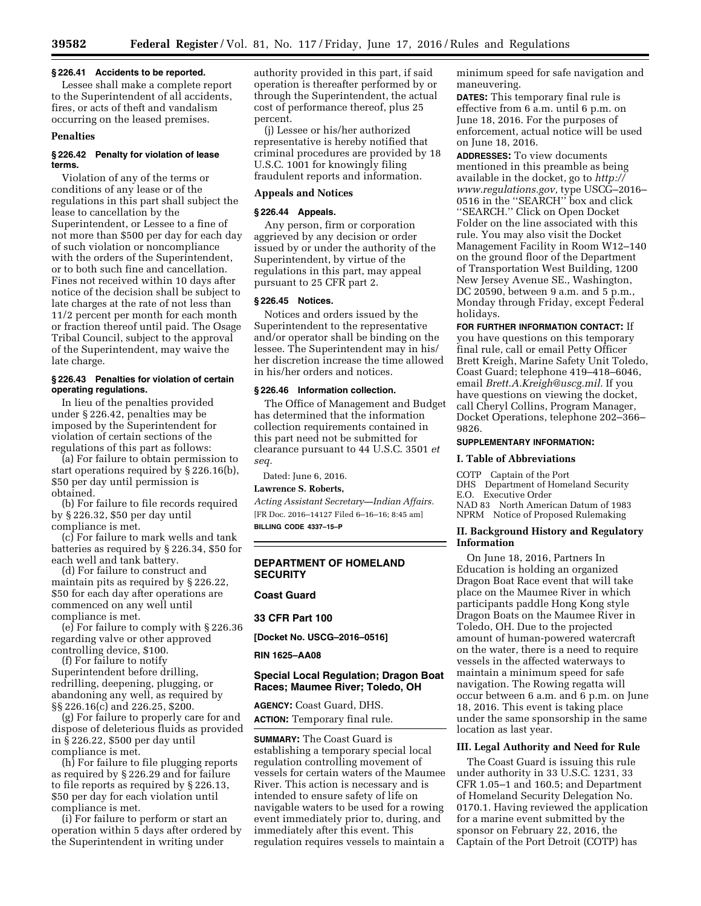### § 226.41 Accidents to be reported.

Lessee shall make a complete report to the Superintendent of all accidents, fires, or acts of theft and vandalism occurring on the leased premises.

#### Penalties

### § 226.42 Penalty for violation of lease terms.

Violation of any of the terms or conditions of any lease or of the regulations in this part shall subject the lease to cancellation by the Superintendent, or Lessee to a fine of not more than $500 per day for each day of such violation or noncompliance with the orders of the Superintendent, or to both such fine and cancellation. Fines not received within 10 days after notice of the decision shall be subject to late charges at the rate of not less than 11/2 percent per month for each month or fraction thereof until paid. The Osage Tribal Council, subject to the approval of the Superintendent, may waive the late charge.

### § 226.43 Penalties for violation of certain operating regulations.

In lieu of the penalties provided under § 226.42, penalties may be imposed by the Superintendent for violation of certain sections of the regulations of this part as follows:

(a) For failure to obtain permission to start operations required by § 226.16(b), $50 per day until permission is obtained.

(b) For failure to file records required by § 226.32, $50 per day until compliance is met.

(c) For failure to mark wells and tank batteries as required by § 226.34, $50 for each well and tank battery.

(d) For failure to construct and maintain pits as required by § 226.22, $50 for each day after operations are commenced on any well until compliance is met.

(e) For failure to comply with § 226.36 regarding valve or other approved controlling device, $100.

(f) For failure to notify Superintendent before drilling, redrilling, deepening, plugging, or abandoning any well, as required by §§ 226.16(c) and 226.25, $200.

(g) For failure to properly care for and dispose of deleterious fluids as provided in § 226.22, $500 per day until compliance is met.

(h) For failure to file plugging reports as required by § 226.29 and for failure to file reports as required by § 226.13, $50 per day for each violation until compliance is met.

(i) For failure to perform or start an operation within 5 days after ordered by the Superintendent in writing under authority provided in this part, if said operation is thereafter performed by or through the Superintendent, the actual cost of performance thereof, plus 25 percent.

(j) Lessee or his/her authorized representative is hereby notified that criminal procedures are provided by 18 U.S.C. 1001 for knowingly filing fraudulent reports and information.

#### Appeals and Notices

### § 226.44 Appeals.

Any person, firm or corporation aggrieved by any decision or order issued by or under the authority of the Superintendent, by virtue of the regulations in this part, may appeal pursuant to 25 CFR part 2.

### § 226.45 Notices.

Notices and orders issued by the Superintendent to the representative and/or operator shall be binding on the lessee. The Superintendent may in his/her discretion increase the time allowed in his/her orders and notices.

### § 226.46 Information collection.

The Office of Management and Budget has determined that the information collection requirements contained in this part need not be submitted for clearance pursuant to 44 U.S.C. 3501 *et seq.*

Dated: June 6, 2016.

**Lawrence S. Roberts,**

*Acting Assistant Secretary—Indian Affairs.*

[FR Doc. 2016–14127 Filed 6–16–16; 8:45 am]

**BILLING CODE 4337–15–P**

---

## DEPARTMENT OF HOMELAND SECURITY

### Coast Guard

### 33 CFR Part 100

**[Docket No. USCG–2016–0516]**

**RIN 1625–AA08**

## Special Local Regulation; Dragon Boat Races; Maumee River; Toledo, OH

**AGENCY:** Coast Guard, DHS.

**ACTION:** Temporary final rule.

**SUMMARY:** The Coast Guard is establishing a temporary special local regulation controlling movement of vessels for certain waters of the Maumee River. This action is necessary and is intended to ensure safety of life on navigable waters to be used for a rowing event immediately prior to, during, and immediately after this event. This regulation requires vessels to maintain a minimum speed for safe navigation and maneuvering.

**DATES:** This temporary final rule is effective from 6 a.m. until 6 p.m. on June 18, 2016. For the purposes of enforcement, actual notice will be used on June 18, 2016.

**ADDRESSES:** To view documents mentioned in this preamble as being available in the docket, go to *http://www.regulations.gov,* type USCG–2016–0516 in the ''SEARCH'' box and click ''SEARCH.'' Click on Open Docket Folder on the line associated with this rule. You may also visit the Docket Management Facility in Room W12–140 on the ground floor of the Department of Transportation West Building, 1200 New Jersey Avenue SE., Washington, DC 20590, between 9 a.m. and 5 p.m., Monday through Friday, except Federal holidays.

**FOR FURTHER INFORMATION CONTACT:** If you have questions on this temporary final rule, call or email Petty Officer Brett Kreigh, Marine Safety Unit Toledo, Coast Guard; telephone 419–418–6046, email *Brett.A.Kreigh@uscg.mil.* If you have questions on viewing the docket, call Cheryl Collins, Program Manager, Docket Operations, telephone 202–366–9826.

**SUPPLEMENTARY INFORMATION:**

#### I. Table of Abbreviations

COTP Captain of the Port  
DHS Department of Homeland Security  
E.O. Executive Order  
NAD 83 North American Datum of 1983  
NPRM Notice of Proposed Rulemaking

#### II. Background History and Regulatory Information

On June 18, 2016, Partners In Education is holding an organized Dragon Boat Race event that will take place on the Maumee River in which participants paddle Hong Kong style Dragon Boats on the Maumee River in Toledo, OH. Due to the projected amount of human-powered watercraft on the water, there is a need to require vessels in the affected waterways to maintain a minimum speed for safe navigation. The Rowing regatta will occur between 6 a.m. and 6 p.m. on June 18, 2016. This event is taking place under the same sponsorship in the same location as last year.

#### III. Legal Authority and Need for Rule

The Coast Guard is issuing this rule under authority in 33 U.S.C. 1231, 33 CFR 1.05–1 and 160.5; and Department of Homeland Security Delegation No. 0170.1. Having reviewed the application for a marine event submitted by the sponsor on February 22, 2016, the Captain of the Port Detroit (COTP) has